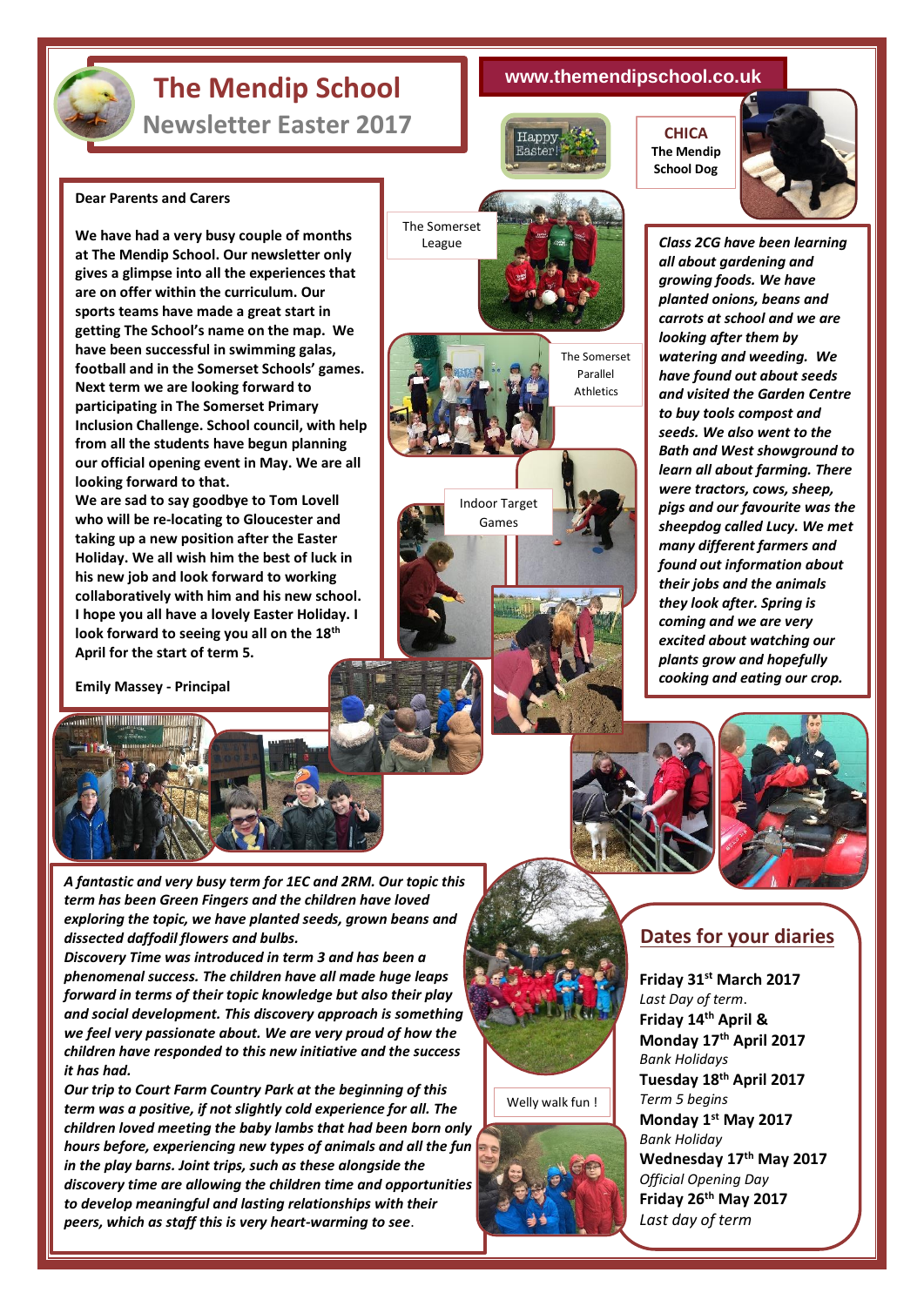# The Mendip School

## Newsletter Easter 2017

www.themendipschool.co.uk

Happy Easter!

**CHICA**
**The Mendip School Dog**

**Dear Parents and Carers**

**We have had a very busy couple of months at The Mendip School. Our newsletter only gives a glimpse into all the experiences that are on offer within the curriculum. Our sports teams have made a great start in getting The School's name on the map. We have been successful in swimming galas, football and in the Somerset Schools' games. Next term we are looking forward to participating in The Somerset Primary Inclusion Challenge. School council, with help from all the students have begun planning our official opening event in May. We are all looking forward to that.**

**We are sad to say goodbye to Tom Lovell who will be re-locating to Gloucester and taking up a new position after the Easter Holiday. We all wish him the best of luck in his new job and look forward to working collaboratively with him and his new school. I hope you all have a lovely Easter Holiday. I look forward to seeing you all on the 18th April for the start of term 5.**

**Emily Massey - Principal**

The Somerset League

The Somerset Parallel Athletics

Indoor Target Games

***Class 2CG have been learning all about gardening and growing foods. We have planted onions, beans and carrots at school and we are looking after them by watering and weeding. We have found out about seeds and visited the Garden Centre to buy tools compost and seeds. We also went to the Bath and West showground to learn all about farming. There were tractors, cows, sheep, pigs and our favourite was the sheepdog called Lucy. We met many different farmers and found out information about their jobs and the animals they look after. Spring is coming and we are very excited about watching our plants grow and hopefully cooking and eating our crop.***

*A fantastic and very busy term for 1EC and 2RM. Our topic this term has been Green Fingers and the children have loved exploring the topic, we have planted seeds, grown beans and dissected daffodil flowers and bulbs.*

*Discovery Time was introduced in term 3 and has been a phenomenal success. The children have all made huge leaps forward in terms of their topic knowledge but also their play and social development. This discovery approach is something we feel very passionate about. We are very proud of how the children have responded to this new initiative and the success it has had.*

*Our trip to Court Farm Country Park at the beginning of this term was a positive, if not slightly cold experience for all. The children loved meeting the baby lambs that had been born only hours before, experiencing new types of animals and all the fun in the play barns. Joint trips, such as these alongside the discovery time are allowing the children time and opportunities to develop meaningful and lasting relationships with their peers, which as staff this is very heart-warming to see.*

Welly walk fun !

## Dates for your diaries

**Friday 31st March 2017**
*Last Day of term.*

**Friday 14th April & Monday 17th April 2017**
*Bank Holidays*

**Tuesday 18th April 2017**
*Term 5 begins*

**Monday 1st May 2017**
*Bank Holiday*

**Wednesday 17th May 2017**
*Official Opening Day*

**Friday 26th May 2017**
*Last day of term*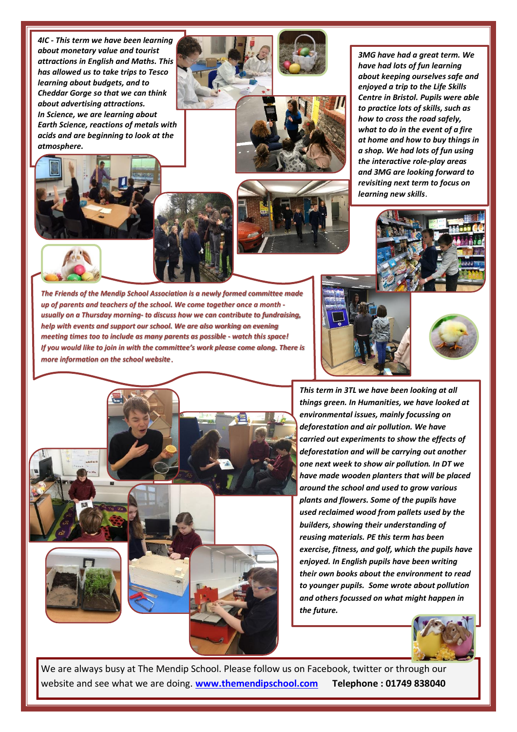*4IC - This term we have been learning about monetary value and tourist attractions in English and Maths. This has allowed us to take trips to Tesco learning about budgets, and to Cheddar Gorge so that we can think about advertising attractions.*
*In Science, we are learning about Earth Science, reactions of metals with acids and are beginning to look at the atmosphere.*

*3MG have had a great term. We have had lots of fun learning about keeping ourselves safe and enjoyed a trip to the Life Skills Centre in Bristol. Pupils were able to practice lots of skills, such as how to cross the road safely, what to do in the event of a fire at home and how to buy things in a shop. We had lots of fun using the interactive role-play areas and 3MG are looking forward to revisiting next term to focus on learning new skills.*

*The Friends of the Mendip School Association is a newly formed committee made up of parents and teachers of the school. We come together once a month - usually on a Thursday morning- to discuss how we can contribute to fundraising, help with events and support our school. We are also working on evening meeting times too to include as many parents as possible - watch this space!*
*If you would like to join in with the committee's work please come along. There is more information on the school website.*

*This term in 3TL we have been looking at all things green. In Humanities, we have looked at environmental issues, mainly focussing on deforestation and air pollution. We have carried out experiments to show the effects of deforestation and will be carrying out another one next week to show air pollution. In DT we have made wooden planters that will be placed around the school and used to grow various plants and flowers. Some of the pupils have used reclaimed wood from pallets used by the builders, showing their understanding of reusing materials. PE this term has been exercise, fitness, and golf, which the pupils have enjoyed. In English pupils have been writing their own books about the environment to read to younger pupils. Some wrote about pollution and others focussed on what might happen in the future.*

We are always busy at The Mendip School. Please follow us on Facebook, twitter or through our website and see what we are doing. **www.themendipschool.com** **Telephone : 01749 838040**